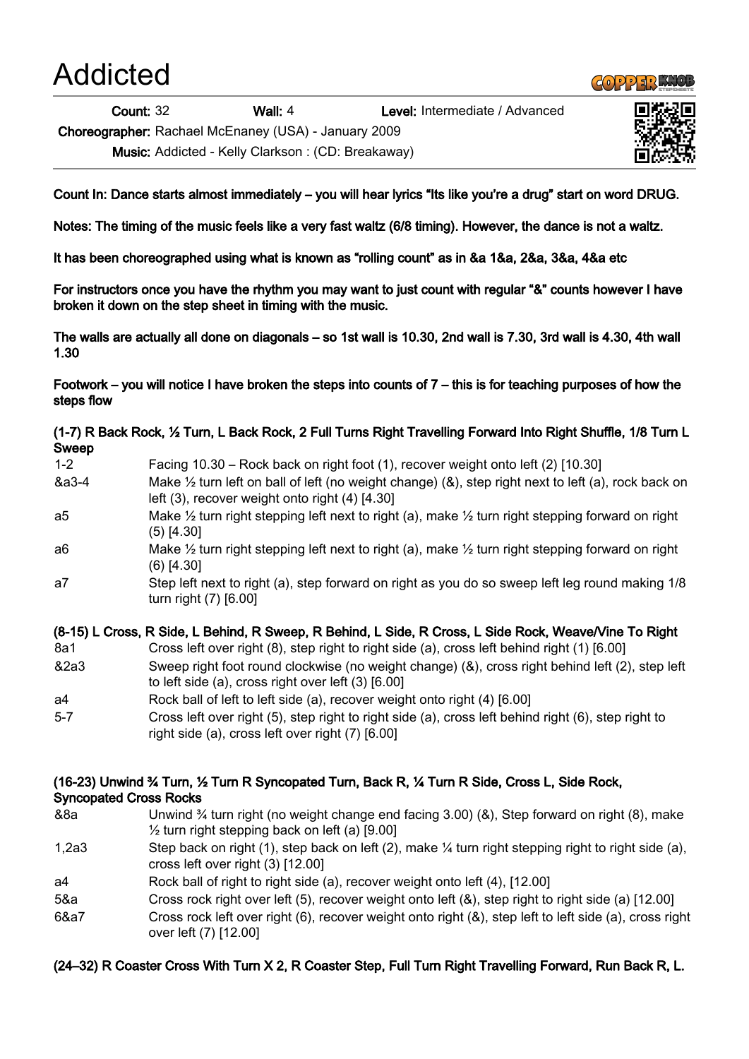# Addicted

**Count:** 32 **Wall:** 4 **Level:** Intermediate / Advanced

**Choreographer:** Rachael McEnaney (USA) - January 2009

**Music:** Addicted - Kelly Clarkson : (CD: Breakaway)

**Count In: Dance starts almost immediately – you will hear lyrics "Its like you're a drug" start on word DRUG.**

**Notes: The timing of the music feels like a very fast waltz (6/8 timing). However, the dance is not a waltz.**

**It has been choreographed using what is known as "rolling count" as in &a 1&a, 2&a, 3&a, 4&a etc**

**For instructors once you have the rhythm you may want to just count with regular "&" counts however I have broken it down on the step sheet in timing with the music.**

**The walls are actually all done on diagonals – so 1st wall is 10.30, 2nd wall is 7.30, 3rd wall is 4.30, 4th wall 1.30**

**Footwork – you will notice I have broken the steps into counts of 7 – this is for teaching purposes of how the steps flow**

**(1-7) R Back Rock, ½ Turn, L Back Rock, 2 Full Turns Right Travelling Forward Into Right Shuffle, 1/8 Turn L Sweep**

| | |
|---|---|
| 1-2 | Facing 10.30 – Rock back on right foot (1), recover weight onto left (2) [10.30] |
| &a3-4 | Make ½ turn left on ball of left (no weight change) (&), step right next to left (a), rock back on left (3), recover weight onto right (4) [4.30] |
| a5 | Make ½ turn right stepping left next to right (a), make ½ turn right stepping forward on right (5) [4.30] |
| a6 | Make ½ turn right stepping left next to right (a), make ½ turn right stepping forward on right (6) [4.30] |
| a7 | Step left next to right (a), step forward on right as you do so sweep left leg round making 1/8 turn right (7) [6.00] |

**(8-15) L Cross, R Side, L Behind, R Sweep, R Behind, L Side, R Cross, L Side Rock, Weave/Vine To Right**

| | |
|---|---|
| 8a1 | Cross left over right (8), step right to right side (a), cross left behind right (1) [6.00] |
| &2a3 | Sweep right foot round clockwise (no weight change) (&), cross right behind left (2), step left to left side (a), cross right over left (3) [6.00] |
| a4 | Rock ball of left to left side (a), recover weight onto right (4) [6.00] |
| 5-7 | Cross left over right (5), step right to right side (a), cross left behind right (6), step right to right side (a), cross left over right (7) [6.00] |

**(16-23) Unwind ¾ Turn, ½ Turn R Syncopated Turn, Back R, ¼ Turn R Side, Cross L, Side Rock, Syncopated Cross Rocks**

| | |
|---|---|
| &8a | Unwind ¾ turn right (no weight change end facing 3.00) (&), Step forward on right (8), make ½ turn right stepping back on left (a) [9.00] |
| 1,2a3 | Step back on right (1), step back on left (2), make ¼ turn right stepping right to right side (a), cross left over right (3) [12.00] |
| a4 | Rock ball of right to right side (a), recover weight onto left (4), [12.00] |
| 5&a | Cross rock right over left (5), recover weight onto left (&), step right to right side (a) [12.00] |
| 6&a7 | Cross rock left over right (6), recover weight onto right (&), step left to left side (a), cross right over left (7) [12.00] |

**(24–32) R Coaster Cross With Turn X 2, R Coaster Step, Full Turn Right Travelling Forward, Run Back R, L.**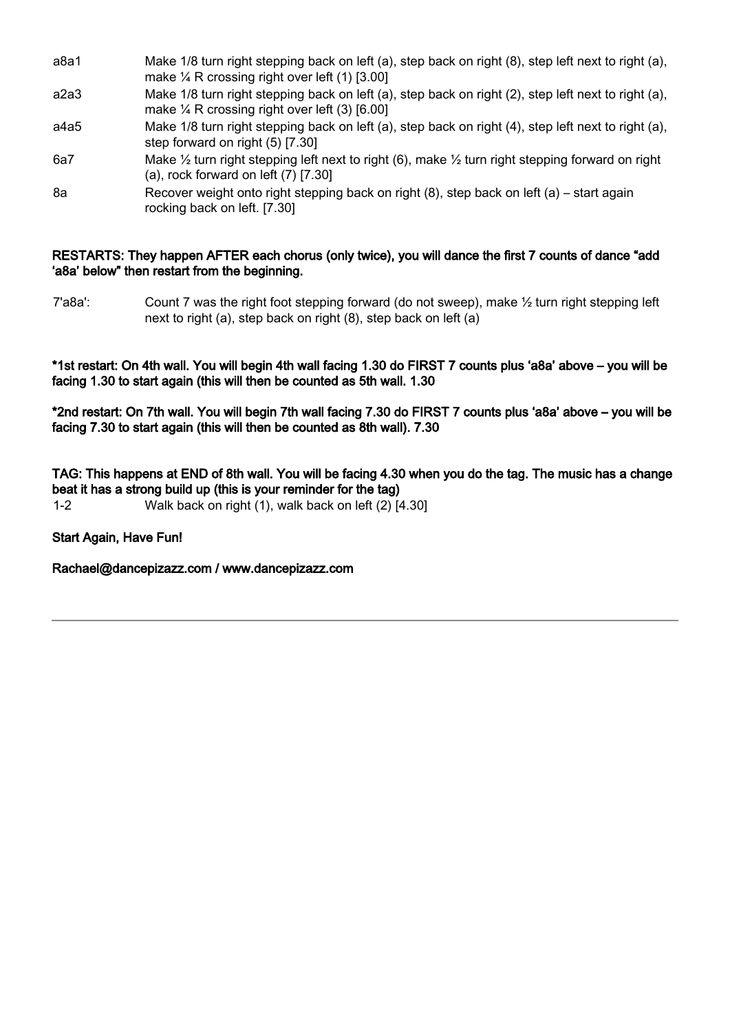| | |
|---|---|
| a8a1 | Make 1/8 turn right stepping back on left (a), step back on right (8), step left next to right (a), make ¼ R crossing right over left (1) [3.00] |
| a2a3 | Make 1/8 turn right stepping back on left (a), step back on right (2), step left next to right (a), make ¼ R crossing right over left (3) [6.00] |
| a4a5 | Make 1/8 turn right stepping back on left (a), step back on right (4), step left next to right (a), step forward on right (5) [7.30] |
| 6a7 | Make ½ turn right stepping left next to right (6), make ½ turn right stepping forward on right (a), rock forward on left (7) [7.30] |
| 8a | Recover weight onto right stepping back on right (8), step back on left (a) – start again rocking back on left. [7.30] |

**RESTARTS: They happen AFTER each chorus (only twice), you will dance the first 7 counts of dance "add 'a8a' below" then restart from the beginning.**

| | |
|---|---|
| 7'a8a': | Count 7 was the right foot stepping forward (do not sweep), make ½ turn right stepping left next to right (a), step back on right (8), step back on left (a) |

**\*1st restart: On 4th wall. You will begin 4th wall facing 1.30 do FIRST 7 counts plus 'a8a' above – you will be facing 1.30 to start again (this will then be counted as 5th wall. 1.30**

**\*2nd restart: On 7th wall. You will begin 7th wall facing 7.30 do FIRST 7 counts plus 'a8a' above – you will be facing 7.30 to start again (this will then be counted as 8th wall). 7.30**

**TAG: This happens at END of 8th wall. You will be facing 4.30 when you do the tag. The music has a change beat it has a strong build up (this is your reminder for the tag)**

| | |
|---|---|
| 1-2 | Walk back on right (1), walk back on left (2) [4.30] |

**Start Again, Have Fun!**

**Rachael@dancepizazz.com / www.dancepizazz.com**